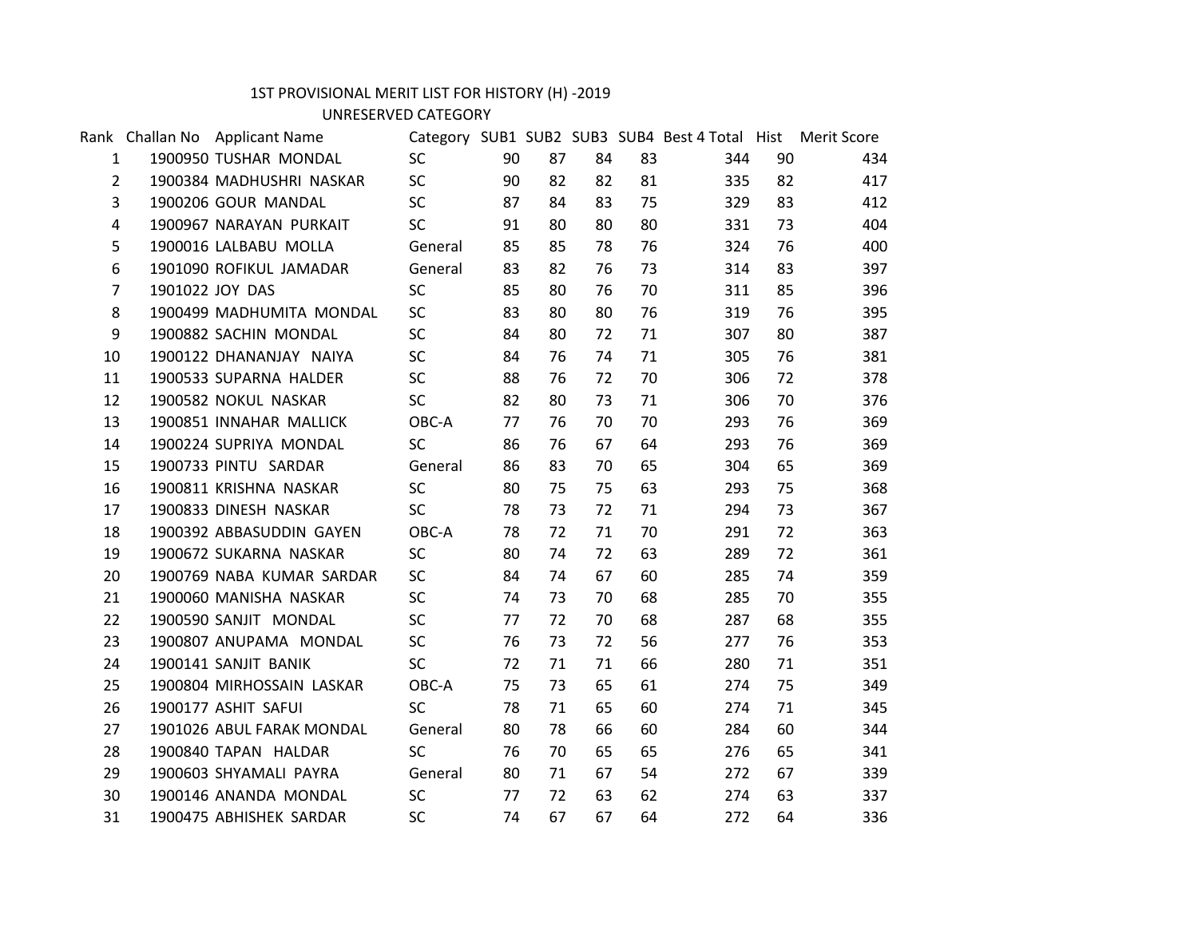# 1ST PROVISIONAL MERIT LIST FOR HISTORY (H) -2019

## UNRESERVED CATEGORY

| Rank | Challan No | Applicant Name | Category | SUB1 | SUB2 | SUB3 | SUB4 | Best 4 Total | Hist | Merit Score |
|---|---|---|---|---|---|---|---|---|---|---|
| 1 | 1900950 | TUSHAR MONDAL | SC | 90 | 87 | 84 | 83 | 344 | 90 | 434 |
| 2 | 1900384 | MADHUSHRI NASKAR | SC | 90 | 82 | 82 | 81 | 335 | 82 | 417 |
| 3 | 1900206 | GOUR MANDAL | SC | 87 | 84 | 83 | 75 | 329 | 83 | 412 |
| 4 | 1900967 | NARAYAN PURKAIT | SC | 91 | 80 | 80 | 80 | 331 | 73 | 404 |
| 5 | 1900016 | LALBABU MOLLA | General | 85 | 85 | 78 | 76 | 324 | 76 | 400 |
| 6 | 1901090 | ROFIKUL JAMADAR | General | 83 | 82 | 76 | 73 | 314 | 83 | 397 |
| 7 | 1901022 | JOY DAS | SC | 85 | 80 | 76 | 70 | 311 | 85 | 396 |
| 8 | 1900499 | MADHUMITA MONDAL | SC | 83 | 80 | 80 | 76 | 319 | 76 | 395 |
| 9 | 1900882 | SACHIN MONDAL | SC | 84 | 80 | 72 | 71 | 307 | 80 | 387 |
| 10 | 1900122 | DHANANJAY NAIYA | SC | 84 | 76 | 74 | 71 | 305 | 76 | 381 |
| 11 | 1900533 | SUPARNA HALDER | SC | 88 | 76 | 72 | 70 | 306 | 72 | 378 |
| 12 | 1900582 | NOKUL NASKAR | SC | 82 | 80 | 73 | 71 | 306 | 70 | 376 |
| 13 | 1900851 | INNAHAR MALLICK | OBC-A | 77 | 76 | 70 | 70 | 293 | 76 | 369 |
| 14 | 1900224 | SUPRIYA MONDAL | SC | 86 | 76 | 67 | 64 | 293 | 76 | 369 |
| 15 | 1900733 | PINTU SARDAR | General | 86 | 83 | 70 | 65 | 304 | 65 | 369 |
| 16 | 1900811 | KRISHNA NASKAR | SC | 80 | 75 | 75 | 63 | 293 | 75 | 368 |
| 17 | 1900833 | DINESH NASKAR | SC | 78 | 73 | 72 | 71 | 294 | 73 | 367 |
| 18 | 1900392 | ABBASUDDIN GAYEN | OBC-A | 78 | 72 | 71 | 70 | 291 | 72 | 363 |
| 19 | 1900672 | SUKARNA NASKAR | SC | 80 | 74 | 72 | 63 | 289 | 72 | 361 |
| 20 | 1900769 | NABA KUMAR SARDAR | SC | 84 | 74 | 67 | 60 | 285 | 74 | 359 |
| 21 | 1900060 | MANISHA NASKAR | SC | 74 | 73 | 70 | 68 | 285 | 70 | 355 |
| 22 | 1900590 | SANJIT MONDAL | SC | 77 | 72 | 70 | 68 | 287 | 68 | 355 |
| 23 | 1900807 | ANUPAMA MONDAL | SC | 76 | 73 | 72 | 56 | 277 | 76 | 353 |
| 24 | 1900141 | SANJIT BANIK | SC | 72 | 71 | 71 | 66 | 280 | 71 | 351 |
| 25 | 1900804 | MIRHOSSAIN LASKAR | OBC-A | 75 | 73 | 65 | 61 | 274 | 75 | 349 |
| 26 | 1900177 | ASHIT SAFUI | SC | 78 | 71 | 65 | 60 | 274 | 71 | 345 |
| 27 | 1901026 | ABUL FARAK MONDAL | General | 80 | 78 | 66 | 60 | 284 | 60 | 344 |
| 28 | 1900840 | TAPAN HALDAR | SC | 76 | 70 | 65 | 65 | 276 | 65 | 341 |
| 29 | 1900603 | SHYAMALI PAYRA | General | 80 | 71 | 67 | 54 | 272 | 67 | 339 |
| 30 | 1900146 | ANANDA MONDAL | SC | 77 | 72 | 63 | 62 | 274 | 63 | 337 |
| 31 | 1900475 | ABHISHEK SARDAR | SC | 74 | 67 | 67 | 64 | 272 | 64 | 336 |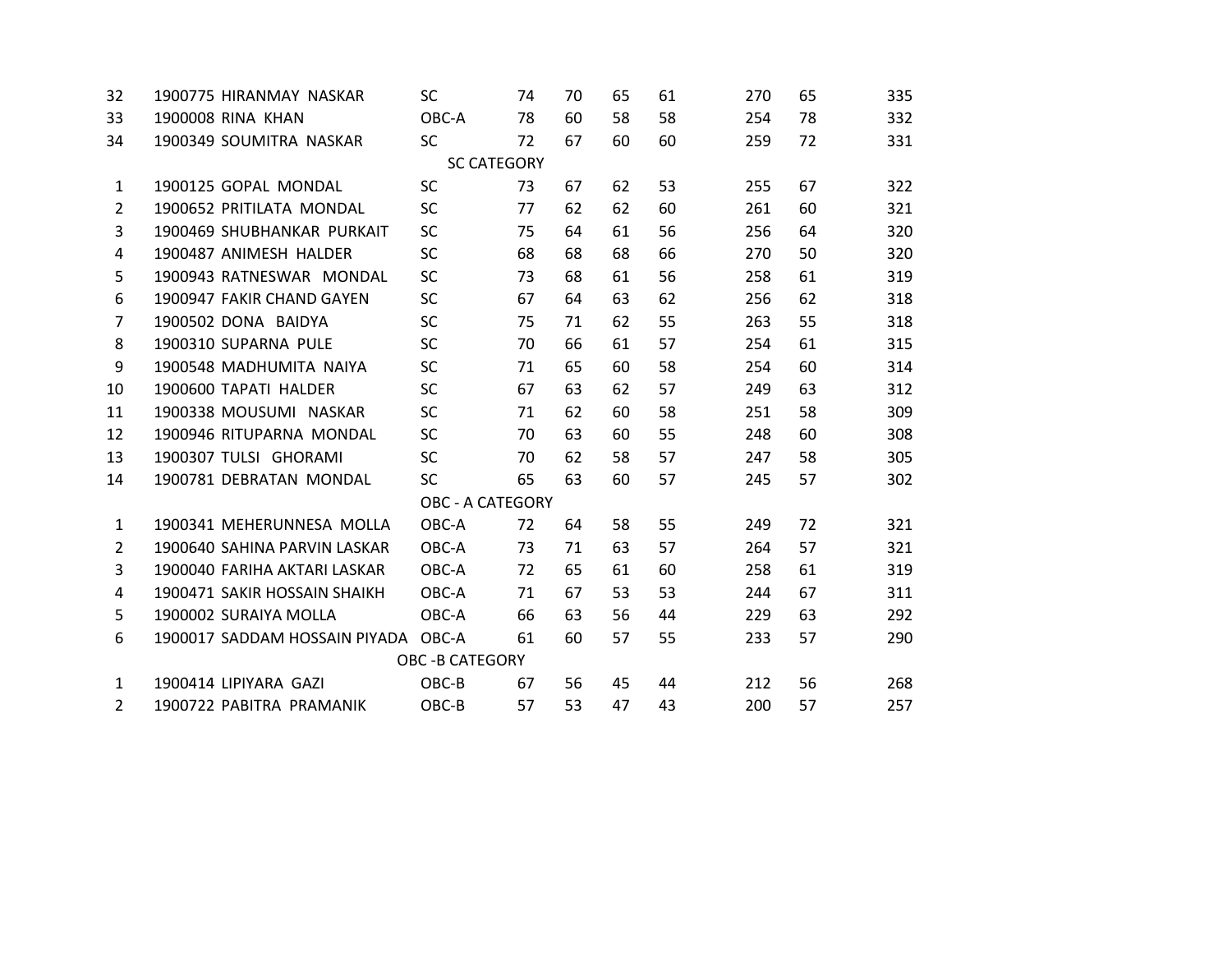| | | | | | | | | | | |
|---|---|---|---|---|---|---|---|---|---|---|
| 32 | 1900775 | HIRANMAY NASKAR | SC | 74 | 70 | 65 | 61 | 270 | 65 | 335 |
| 33 | 1900008 | RINA KHAN | OBC-A | 78 | 60 | 58 | 58 | 254 | 78 | 332 |
| 34 | 1900349 | SOUMITRA NASKAR | SC | 72 | 67 | 60 | 60 | 259 | 72 | 331 |
| | | | SC CATEGORY | | | | | | | |
| 1 | 1900125 | GOPAL MONDAL | SC | 73 | 67 | 62 | 53 | 255 | 67 | 322 |
| 2 | 1900652 | PRITILATA MONDAL | SC | 77 | 62 | 62 | 60 | 261 | 60 | 321 |
| 3 | 1900469 | SHUBHANKAR PURKAIT | SC | 75 | 64 | 61 | 56 | 256 | 64 | 320 |
| 4 | 1900487 | ANIMESH HALDER | SC | 68 | 68 | 68 | 66 | 270 | 50 | 320 |
| 5 | 1900943 | RATNESWAR MONDAL | SC | 73 | 68 | 61 | 56 | 258 | 61 | 319 |
| 6 | 1900947 | FAKIR CHAND GAYEN | SC | 67 | 64 | 63 | 62 | 256 | 62 | 318 |
| 7 | 1900502 | DONA BAIDYA | SC | 75 | 71 | 62 | 55 | 263 | 55 | 318 |
| 8 | 1900310 | SUPARNA PULE | SC | 70 | 66 | 61 | 57 | 254 | 61 | 315 |
| 9 | 1900548 | MADHUMITA NAIYA | SC | 71 | 65 | 60 | 58 | 254 | 60 | 314 |
| 10 | 1900600 | TAPATI HALDER | SC | 67 | 63 | 62 | 57 | 249 | 63 | 312 |
| 11 | 1900338 | MOUSUMI NASKAR | SC | 71 | 62 | 60 | 58 | 251 | 58 | 309 |
| 12 | 1900946 | RITUPARNA MONDAL | SC | 70 | 63 | 60 | 55 | 248 | 60 | 308 |
| 13 | 1900307 | TULSI GHORAMI | SC | 70 | 62 | 58 | 57 | 247 | 58 | 305 |
| 14 | 1900781 | DEBRATAN MONDAL | SC | 65 | 63 | 60 | 57 | 245 | 57 | 302 |
| | | | OBC - A CATEGORY | | | | | | | |
| 1 | 1900341 | MEHERUNNESA MOLLA | OBC-A | 72 | 64 | 58 | 55 | 249 | 72 | 321 |
| 2 | 1900640 | SAHINA PARVIN LASKAR | OBC-A | 73 | 71 | 63 | 57 | 264 | 57 | 321 |
| 3 | 1900040 | FARIHA AKTARI LASKAR | OBC-A | 72 | 65 | 61 | 60 | 258 | 61 | 319 |
| 4 | 1900471 | SAKIR HOSSAIN SHAIKH | OBC-A | 71 | 67 | 53 | 53 | 244 | 67 | 311 |
| 5 | 1900002 | SURAIYA MOLLA | OBC-A | 66 | 63 | 56 | 44 | 229 | 63 | 292 |
| 6 | 1900017 | SADDAM HOSSAIN PIYADA | OBC-A | 61 | 60 | 57 | 55 | 233 | 57 | 290 |
| | | | OBC -B CATEGORY | | | | | | | |
| 1 | 1900414 | LIPIYARA GAZI | OBC-B | 67 | 56 | 45 | 44 | 212 | 56 | 268 |
| 2 | 1900722 | PABITRA PRAMANIK | OBC-B | 57 | 53 | 47 | 43 | 200 | 57 | 257 |